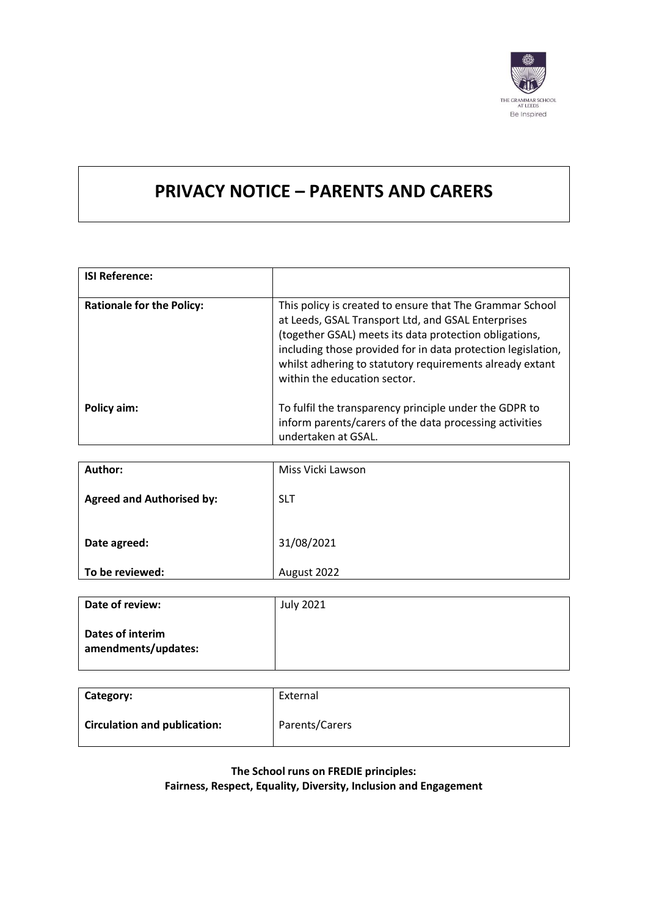THE GRAMMAR SCHOOL AT LEEDS

Be Inspired

# PRIVACY NOTICE – PARENTS AND CARERS

| | |
|---|---|
| **ISI Reference:** | |
| **Rationale for the Policy:** | This policy is created to ensure that The Grammar School at Leeds, GSAL Transport Ltd, and GSAL Enterprises (together GSAL) meets its data protection obligations, including those provided for in data protection legislation, whilst adhering to statutory requirements already extant within the education sector. |
| **Policy aim:** | To fulfil the transparency principle under the GDPR to inform parents/carers of the data processing activities undertaken at GSAL. |

| | |
|---|---|
| **Author:** | Miss Vicki Lawson |
| **Agreed and Authorised by:** | SLT |
| **Date agreed:** | 31/08/2021 |
| **To be reviewed:** | August 2022 |

| | |
|---|---|
| **Date of review:** | July 2021 |
| **Dates of interim amendments/updates:** | |

| | |
|---|---|
| **Category:** | External |
| **Circulation and publication:** | Parents/Carers |

**The School runs on FREDIE principles:**
**Fairness, Respect, Equality, Diversity, Inclusion and Engagement**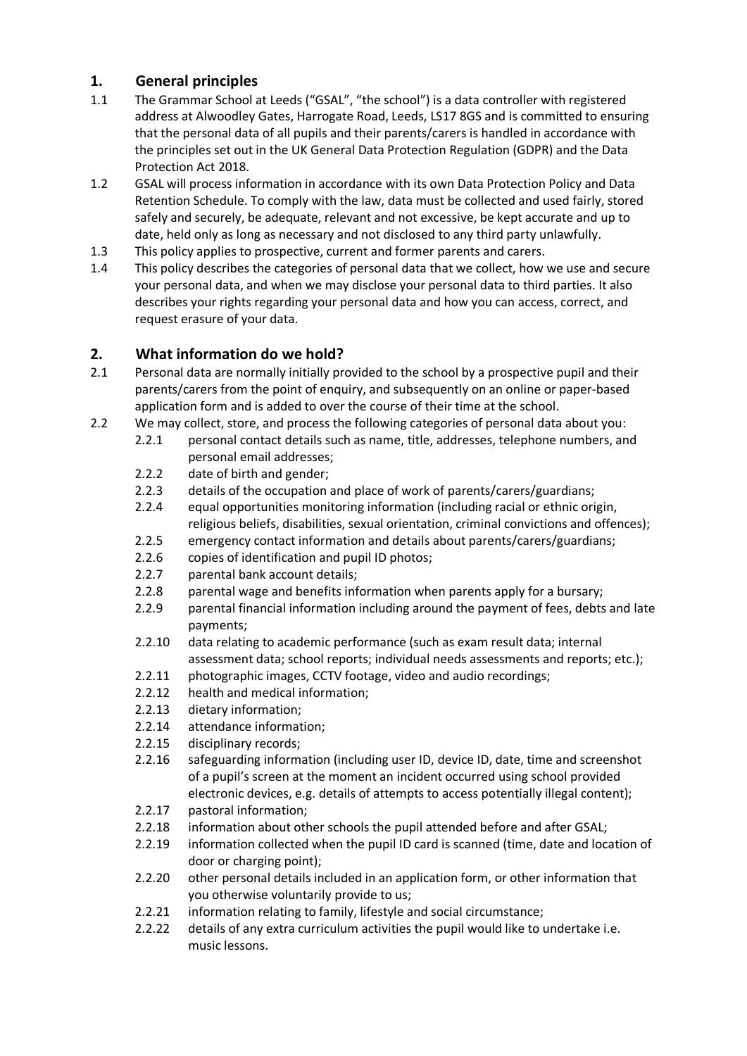## 1. General principles

1.1 The Grammar School at Leeds ("GSAL", "the school") is a data controller with registered address at Alwoodley Gates, Harrogate Road, Leeds, LS17 8GS and is committed to ensuring that the personal data of all pupils and their parents/carers is handled in accordance with the principles set out in the UK General Data Protection Regulation (GDPR) and the Data Protection Act 2018.

1.2 GSAL will process information in accordance with its own Data Protection Policy and Data Retention Schedule. To comply with the law, data must be collected and used fairly, stored safely and securely, be adequate, relevant and not excessive, be kept accurate and up to date, held only as long as necessary and not disclosed to any third party unlawfully.

1.3 This policy applies to prospective, current and former parents and carers.

1.4 This policy describes the categories of personal data that we collect, how we use and secure your personal data, and when we may disclose your personal data to third parties. It also describes your rights regarding your personal data and how you can access, correct, and request erasure of your data.

## 2. What information do we hold?

2.1 Personal data are normally initially provided to the school by a prospective pupil and their parents/carers from the point of enquiry, and subsequently on an online or paper-based application form and is added to over the course of their time at the school.

2.2 We may collect, store, and process the following categories of personal data about you:

- 2.2.1 personal contact details such as name, title, addresses, telephone numbers, and personal email addresses;
- 2.2.2 date of birth and gender;
- 2.2.3 details of the occupation and place of work of parents/carers/guardians;
- 2.2.4 equal opportunities monitoring information (including racial or ethnic origin, religious beliefs, disabilities, sexual orientation, criminal convictions and offences);
- 2.2.5 emergency contact information and details about parents/carers/guardians;
- 2.2.6 copies of identification and pupil ID photos;
- 2.2.7 parental bank account details;
- 2.2.8 parental wage and benefits information when parents apply for a bursary;
- 2.2.9 parental financial information including around the payment of fees, debts and late payments;
- 2.2.10 data relating to academic performance (such as exam result data; internal assessment data; school reports; individual needs assessments and reports; etc.);
- 2.2.11 photographic images, CCTV footage, video and audio recordings;
- 2.2.12 health and medical information;
- 2.2.13 dietary information;
- 2.2.14 attendance information;
- 2.2.15 disciplinary records;
- 2.2.16 safeguarding information (including user ID, device ID, date, time and screenshot of a pupil's screen at the moment an incident occurred using school provided electronic devices, e.g. details of attempts to access potentially illegal content);
- 2.2.17 pastoral information;
- 2.2.18 information about other schools the pupil attended before and after GSAL;
- 2.2.19 information collected when the pupil ID card is scanned (time, date and location of door or charging point);
- 2.2.20 other personal details included in an application form, or other information that you otherwise voluntarily provide to us;
- 2.2.21 information relating to family, lifestyle and social circumstance;
- 2.2.22 details of any extra curriculum activities the pupil would like to undertake i.e. music lessons.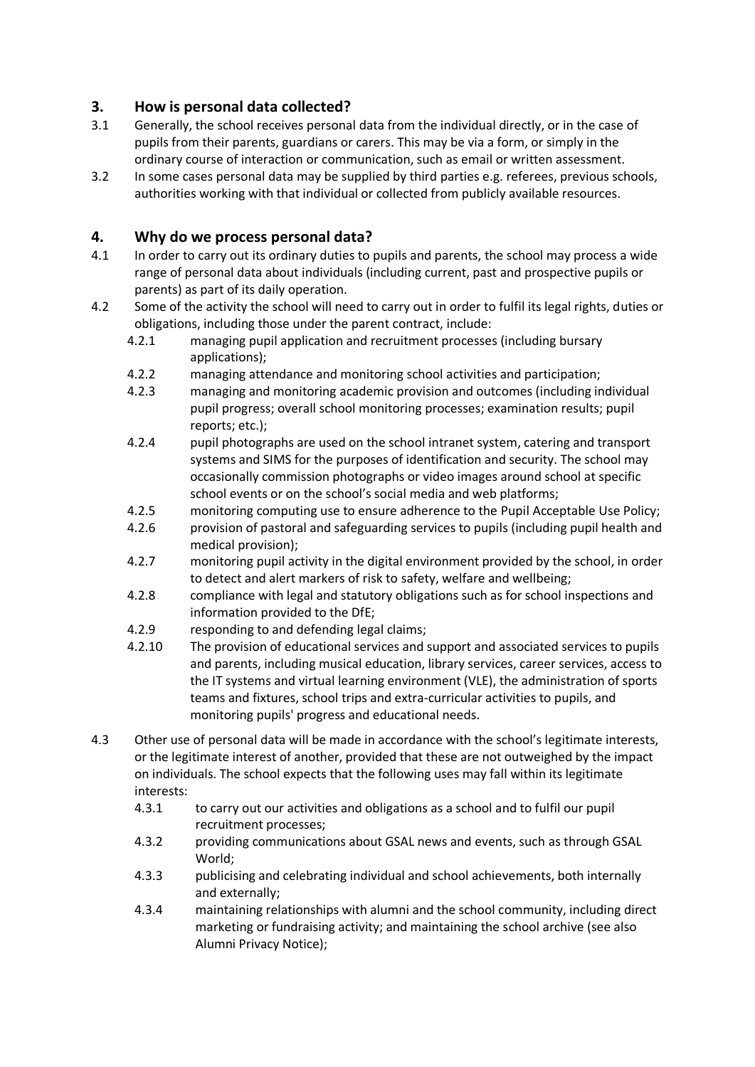## 3. How is personal data collected?

3.1 Generally, the school receives personal data from the individual directly, or in the case of pupils from their parents, guardians or carers. This may be via a form, or simply in the ordinary course of interaction or communication, such as email or written assessment.

3.2 In some cases personal data may be supplied by third parties e.g. referees, previous schools, authorities working with that individual or collected from publicly available resources.

## 4. Why do we process personal data?

4.1 In order to carry out its ordinary duties to pupils and parents, the school may process a wide range of personal data about individuals (including current, past and prospective pupils or parents) as part of its daily operation.

4.2 Some of the activity the school will need to carry out in order to fulfil its legal rights, duties or obligations, including those under the parent contract, include:

- 4.2.1 managing pupil application and recruitment processes (including bursary applications);
- 4.2.2 managing attendance and monitoring school activities and participation;
- 4.2.3 managing and monitoring academic provision and outcomes (including individual pupil progress; overall school monitoring processes; examination results; pupil reports; etc.);
- 4.2.4 pupil photographs are used on the school intranet system, catering and transport systems and SIMS for the purposes of identification and security. The school may occasionally commission photographs or video images around school at specific school events or on the school's social media and web platforms;
- 4.2.5 monitoring computing use to ensure adherence to the Pupil Acceptable Use Policy;
- 4.2.6 provision of pastoral and safeguarding services to pupils (including pupil health and medical provision);
- 4.2.7 monitoring pupil activity in the digital environment provided by the school, in order to detect and alert markers of risk to safety, welfare and wellbeing;
- 4.2.8 compliance with legal and statutory obligations such as for school inspections and information provided to the DfE;
- 4.2.9 responding to and defending legal claims;
- 4.2.10 The provision of educational services and support and associated services to pupils and parents, including musical education, library services, career services, access to the IT systems and virtual learning environment (VLE), the administration of sports teams and fixtures, school trips and extra-curricular activities to pupils, and monitoring pupils' progress and educational needs.

4.3 Other use of personal data will be made in accordance with the school's legitimate interests, or the legitimate interest of another, provided that these are not outweighed by the impact on individuals. The school expects that the following uses may fall within its legitimate interests:

- 4.3.1 to carry out our activities and obligations as a school and to fulfil our pupil recruitment processes;
- 4.3.2 providing communications about GSAL news and events, such as through GSAL World;
- 4.3.3 publicising and celebrating individual and school achievements, both internally and externally;
- 4.3.4 maintaining relationships with alumni and the school community, including direct marketing or fundraising activity; and maintaining the school archive (see also Alumni Privacy Notice);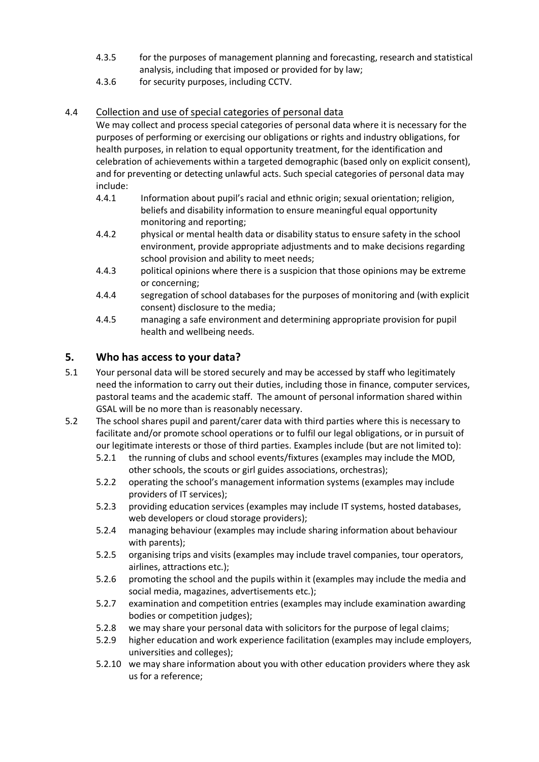4.3.5 for the purposes of management planning and forecasting, research and statistical analysis, including that imposed or provided for by law;

4.3.6 for security purposes, including CCTV.

4.4 Collection and use of special categories of personal data

We may collect and process special categories of personal data where it is necessary for the purposes of performing or exercising our obligations or rights and industry obligations, for health purposes, in relation to equal opportunity treatment, for the identification and celebration of achievements within a targeted demographic (based only on explicit consent), and for preventing or detecting unlawful acts. Such special categories of personal data may include:

4.4.1 Information about pupil's racial and ethnic origin; sexual orientation; religion, beliefs and disability information to ensure meaningful equal opportunity monitoring and reporting;

4.4.2 physical or mental health data or disability status to ensure safety in the school environment, provide appropriate adjustments and to make decisions regarding school provision and ability to meet needs;

4.4.3 political opinions where there is a suspicion that those opinions may be extreme or concerning;

4.4.4 segregation of school databases for the purposes of monitoring and (with explicit consent) disclosure to the media;

4.4.5 managing a safe environment and determining appropriate provision for pupil health and wellbeing needs.

## 5. Who has access to your data?

5.1 Your personal data will be stored securely and may be accessed by staff who legitimately need the information to carry out their duties, including those in finance, computer services, pastoral teams and the academic staff. The amount of personal information shared within GSAL will be no more than is reasonably necessary.

5.2 The school shares pupil and parent/carer data with third parties where this is necessary to facilitate and/or promote school operations or to fulfil our legal obligations, or in pursuit of our legitimate interests or those of third parties. Examples include (but are not limited to):

5.2.1 the running of clubs and school events/fixtures (examples may include the MOD, other schools, the scouts or girl guides associations, orchestras);

5.2.2 operating the school's management information systems (examples may include providers of IT services);

5.2.3 providing education services (examples may include IT systems, hosted databases, web developers or cloud storage providers);

5.2.4 managing behaviour (examples may include sharing information about behaviour with parents);

5.2.5 organising trips and visits (examples may include travel companies, tour operators, airlines, attractions etc.);

5.2.6 promoting the school and the pupils within it (examples may include the media and social media, magazines, advertisements etc.);

5.2.7 examination and competition entries (examples may include examination awarding bodies or competition judges);

5.2.8 we may share your personal data with solicitors for the purpose of legal claims;

5.2.9 higher education and work experience facilitation (examples may include employers, universities and colleges);

5.2.10 we may share information about you with other education providers where they ask us for a reference;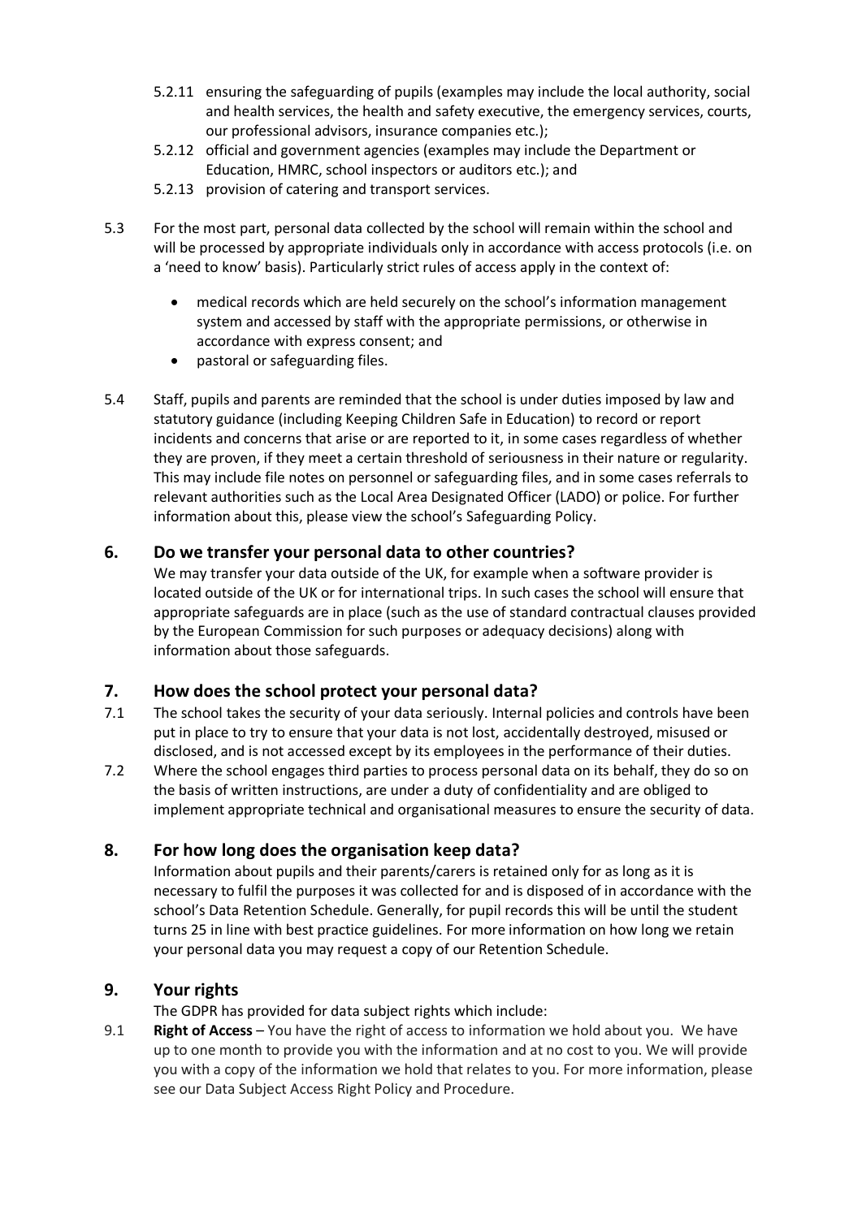5.2.11 ensuring the safeguarding of pupils (examples may include the local authority, social and health services, the health and safety executive, the emergency services, courts, our professional advisors, insurance companies etc.);

5.2.12 official and government agencies (examples may include the Department or Education, HMRC, school inspectors or auditors etc.); and

5.2.13 provision of catering and transport services.

5.3 For the most part, personal data collected by the school will remain within the school and will be processed by appropriate individuals only in accordance with access protocols (i.e. on a 'need to know' basis). Particularly strict rules of access apply in the context of:

- medical records which are held securely on the school's information management system and accessed by staff with the appropriate permissions, or otherwise in accordance with express consent; and
- pastoral or safeguarding files.

5.4 Staff, pupils and parents are reminded that the school is under duties imposed by law and statutory guidance (including Keeping Children Safe in Education) to record or report incidents and concerns that arise or are reported to it, in some cases regardless of whether they are proven, if they meet a certain threshold of seriousness in their nature or regularity. This may include file notes on personnel or safeguarding files, and in some cases referrals to relevant authorities such as the Local Area Designated Officer (LADO) or police. For further information about this, please view the school's Safeguarding Policy.

## 6. Do we transfer your personal data to other countries?

We may transfer your data outside of the UK, for example when a software provider is located outside of the UK or for international trips. In such cases the school will ensure that appropriate safeguards are in place (such as the use of standard contractual clauses provided by the European Commission for such purposes or adequacy decisions) along with information about those safeguards.

## 7. How does the school protect your personal data?

7.1 The school takes the security of your data seriously. Internal policies and controls have been put in place to try to ensure that your data is not lost, accidentally destroyed, misused or disclosed, and is not accessed except by its employees in the performance of their duties.

7.2 Where the school engages third parties to process personal data on its behalf, they do so on the basis of written instructions, are under a duty of confidentiality and are obliged to implement appropriate technical and organisational measures to ensure the security of data.

## 8. For how long does the organisation keep data?

Information about pupils and their parents/carers is retained only for as long as it is necessary to fulfil the purposes it was collected for and is disposed of in accordance with the school's Data Retention Schedule. Generally, for pupil records this will be until the student turns 25 in line with best practice guidelines. For more information on how long we retain your personal data you may request a copy of our Retention Schedule.

## 9. Your rights

The GDPR has provided for data subject rights which include:

9.1 **Right of Access** – You have the right of access to information we hold about you. We have up to one month to provide you with the information and at no cost to you. We will provide you with a copy of the information we hold that relates to you. For more information, please see our Data Subject Access Right Policy and Procedure.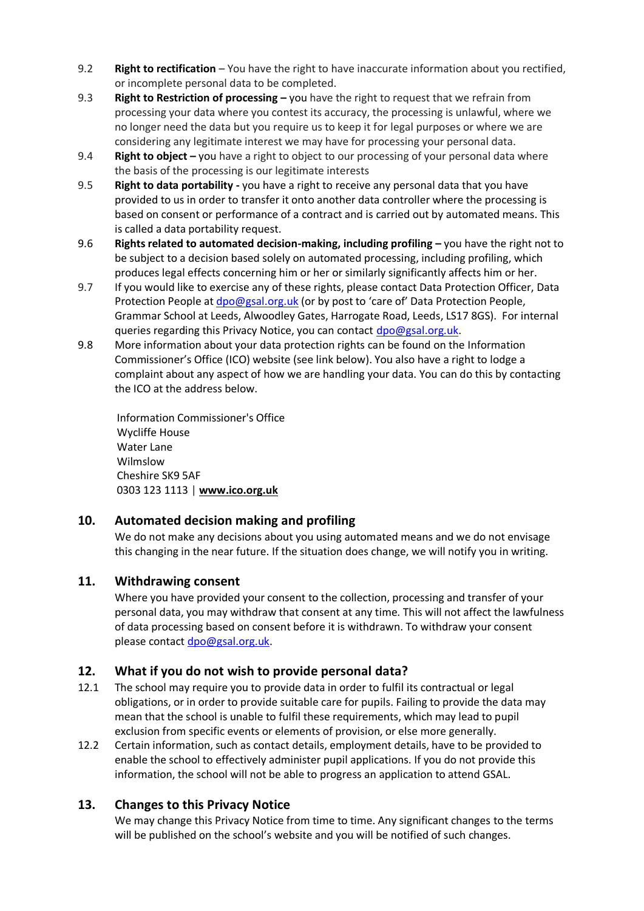9.2 **Right to rectification** – You have the right to have inaccurate information about you rectified, or incomplete personal data to be completed.

9.3 **Right to Restriction of processing –** you have the right to request that we refrain from processing your data where you contest its accuracy, the processing is unlawful, where we no longer need the data but you require us to keep it for legal purposes or where we are considering any legitimate interest we may have for processing your personal data.

9.4 **Right to object –** you have a right to object to our processing of your personal data where the basis of the processing is our legitimate interests

9.5 **Right to data portability -** you have a right to receive any personal data that you have provided to us in order to transfer it onto another data controller where the processing is based on consent or performance of a contract and is carried out by automated means. This is called a data portability request.

9.6 **Rights related to automated decision-making, including profiling –** you have the right not to be subject to a decision based solely on automated processing, including profiling, which produces legal effects concerning him or her or similarly significantly affects him or her.

9.7 If you would like to exercise any of these rights, please contact Data Protection Officer, Data Protection People at dpo@gsal.org.uk (or by post to 'care of' Data Protection People, Grammar School at Leeds, Alwoodley Gates, Harrogate Road, Leeds, LS17 8GS). For internal queries regarding this Privacy Notice, you can contact dpo@gsal.org.uk.

9.8 More information about your data protection rights can be found on the Information Commissioner's Office (ICO) website (see link below). You also have a right to lodge a complaint about any aspect of how we are handling your data. You can do this by contacting the ICO at the address below.

Information Commissioner's Office
Wycliffe House
Water Lane
Wilmslow
Cheshire SK9 5AF
0303 123 1113 | **www.ico.org.uk**

## 10. Automated decision making and profiling

We do not make any decisions about you using automated means and we do not envisage this changing in the near future. If the situation does change, we will notify you in writing.

## 11. Withdrawing consent

Where you have provided your consent to the collection, processing and transfer of your personal data, you may withdraw that consent at any time. This will not affect the lawfulness of data processing based on consent before it is withdrawn. To withdraw your consent please contact dpo@gsal.org.uk.

## 12. What if you do not wish to provide personal data?

12.1 The school may require you to provide data in order to fulfil its contractual or legal obligations, or in order to provide suitable care for pupils. Failing to provide the data may mean that the school is unable to fulfil these requirements, which may lead to pupil exclusion from specific events or elements of provision, or else more generally.

12.2 Certain information, such as contact details, employment details, have to be provided to enable the school to effectively administer pupil applications. If you do not provide this information, the school will not be able to progress an application to attend GSAL.

## 13. Changes to this Privacy Notice

We may change this Privacy Notice from time to time. Any significant changes to the terms will be published on the school's website and you will be notified of such changes.